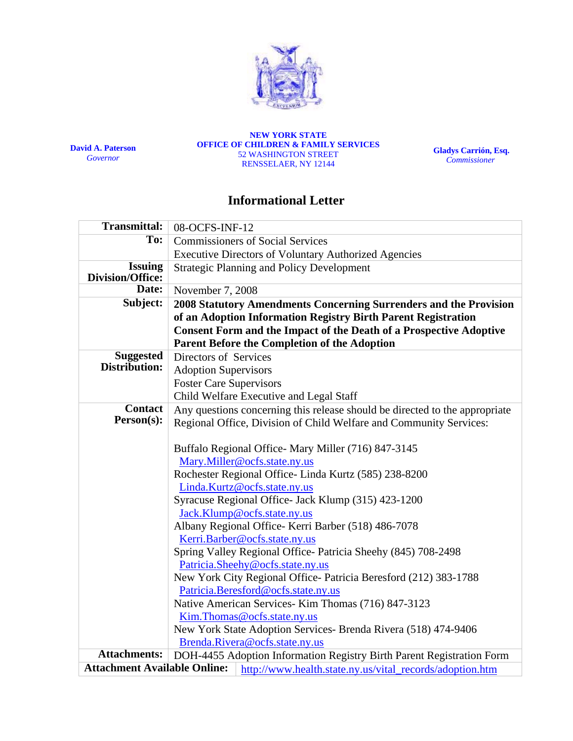**David A. Paterson**
*Governor*

**NEW YORK STATE**
**OFFICE OF CHILDREN & FAMILY SERVICES**
52 WASHINGTON STREET
RENSSELAER, NY 12144

**Gladys Carrión, Esq.**
*Commissioner*

# Informational Letter

| | |
|---|---|
| **Transmittal:** | 08-OCFS-INF-12 |
| **To:** | Commissioners of Social Services<br>Executive Directors of Voluntary Authorized Agencies |
| **Issuing Division/Office:** | Strategic Planning and Policy Development |
| **Date:** | November 7, 2008 |
| **Subject:** | **2008 Statutory Amendments Concerning Surrenders and the Provision of an Adoption Information Registry Birth Parent Registration Consent Form and the Impact of the Death of a Prospective Adoptive Parent Before the Completion of the Adoption** |
| **Suggested Distribution:** | Directors of Services<br>Adoption Supervisors<br>Foster Care Supervisors<br>Child Welfare Executive and Legal Staff |
| **Contact Person(s):** | Any questions concerning this release should be directed to the appropriate Regional Office, Division of Child Welfare and Community Services:<br><br>Buffalo Regional Office- Mary Miller (716) 847-3145 Mary.Miller@ocfs.state.ny.us<br>Rochester Regional Office- Linda Kurtz (585) 238-8200 Linda.Kurtz@ocfs.state.ny.us<br>Syracuse Regional Office- Jack Klump (315) 423-1200 Jack.Klump@ocfs.state.ny.us<br>Albany Regional Office- Kerri Barber (518) 486-7078 Kerri.Barber@ocfs.state.ny.us<br>Spring Valley Regional Office- Patricia Sheehy (845) 708-2498 Patricia.Sheehy@ocfs.state.ny.us<br>New York City Regional Office- Patricia Beresford (212) 383-1788 Patricia.Beresford@ocfs.state.ny.us<br>Native American Services- Kim Thomas (716) 847-3123 Kim.Thomas@ocfs.state.ny.us<br>New York State Adoption Services- Brenda Rivera (518) 474-9406 Brenda.Rivera@ocfs.state.ny.us |
| **Attachments:** | DOH-4455 Adoption Information Registry Birth Parent Registration Form |
| **Attachment Available Online:** | http://www.health.state.ny.us/vital_records/adoption.htm |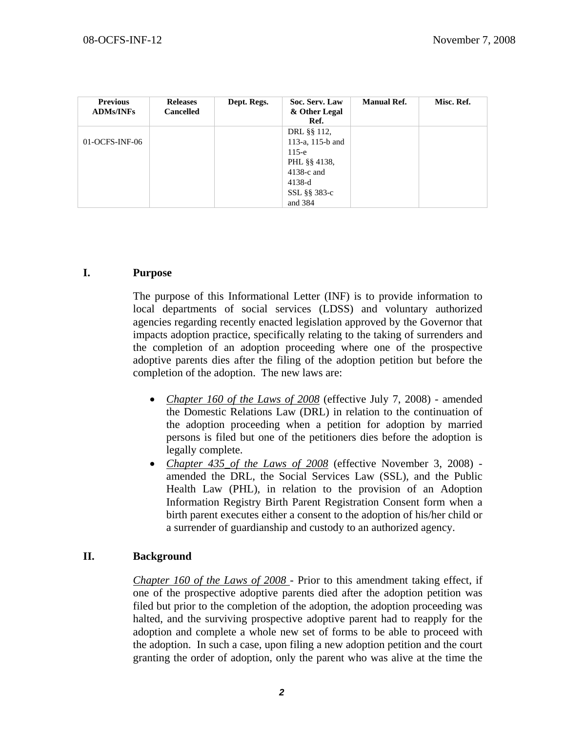| Previous ADMs/INFs | Releases Cancelled | Dept. Regs. | Soc. Serv. Law & Other Legal Ref. | Manual Ref. | Misc. Ref. |
| --- | --- | --- | --- | --- | --- |
| 01-OCFS-INF-06 | | | DRL §§ 112, 113-a, 115-b and 115-e<br>PHL §§ 4138, 4138-c and 4138-d<br>SSL §§ 383-c and 384 | | |

## I. Purpose

The purpose of this Informational Letter (INF) is to provide information to local departments of social services (LDSS) and voluntary authorized agencies regarding recently enacted legislation approved by the Governor that impacts adoption practice, specifically relating to the taking of surrenders and the completion of an adoption proceeding where one of the prospective adoptive parents dies after the filing of the adoption petition but before the completion of the adoption. The new laws are:

- *Chapter 160 of the Laws of 2008* (effective July 7, 2008) - amended the Domestic Relations Law (DRL) in relation to the continuation of the adoption proceeding when a petition for adoption by married persons is filed but one of the petitioners dies before the adoption is legally complete.
- *Chapter 435 of the Laws of 2008* (effective November 3, 2008) - amended the DRL, the Social Services Law (SSL), and the Public Health Law (PHL), in relation to the provision of an Adoption Information Registry Birth Parent Registration Consent form when a birth parent executes either a consent to the adoption of his/her child or a surrender of guardianship and custody to an authorized agency.

## II. Background

*Chapter 160 of the Laws of 2008* - Prior to this amendment taking effect, if one of the prospective adoptive parents died after the adoption petition was filed but prior to the completion of the adoption, the adoption proceeding was halted, and the surviving prospective adoptive parent had to reapply for the adoption and complete a whole new set of forms to be able to proceed with the adoption. In such a case, upon filing a new adoption petition and the court granting the order of adoption, only the parent who was alive at the time the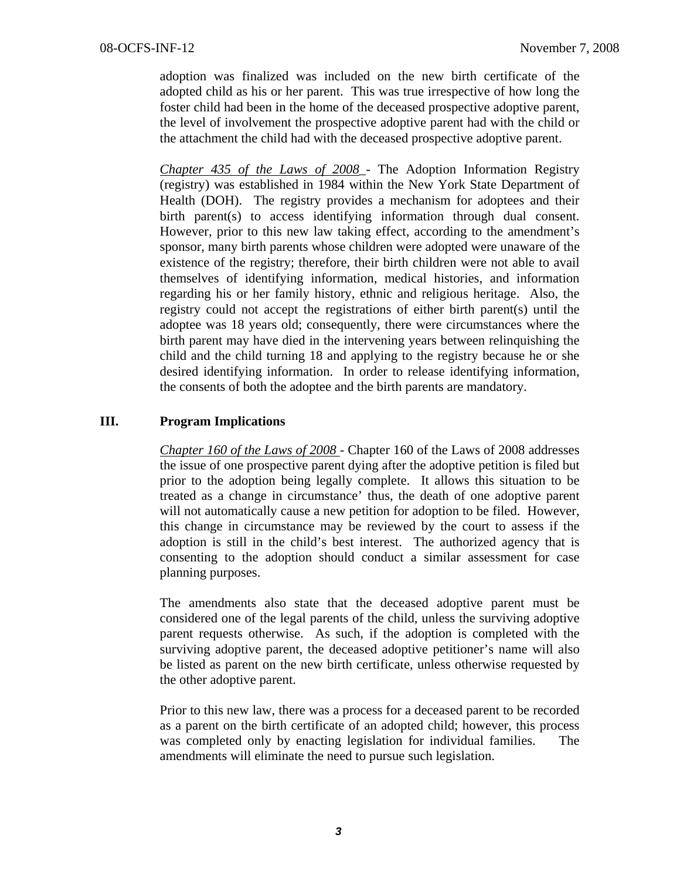adoption was finalized was included on the new birth certificate of the adopted child as his or her parent. This was true irrespective of how long the foster child had been in the home of the deceased prospective adoptive parent, the level of involvement the prospective adoptive parent had with the child or the attachment the child had with the deceased prospective adoptive parent.

*Chapter 435 of the Laws of 2008* - The Adoption Information Registry (registry) was established in 1984 within the New York State Department of Health (DOH). The registry provides a mechanism for adoptees and their birth parent(s) to access identifying information through dual consent. However, prior to this new law taking effect, according to the amendment's sponsor, many birth parents whose children were adopted were unaware of the existence of the registry; therefore, their birth children were not able to avail themselves of identifying information, medical histories, and information regarding his or her family history, ethnic and religious heritage. Also, the registry could not accept the registrations of either birth parent(s) until the adoptee was 18 years old; consequently, there were circumstances where the birth parent may have died in the intervening years between relinquishing the child and the child turning 18 and applying to the registry because he or she desired identifying information. In order to release identifying information, the consents of both the adoptee and the birth parents are mandatory.

## III. Program Implications

*Chapter 160 of the Laws of 2008* - Chapter 160 of the Laws of 2008 addresses the issue of one prospective parent dying after the adoptive petition is filed but prior to the adoption being legally complete. It allows this situation to be treated as a change in circumstance' thus, the death of one adoptive parent will not automatically cause a new petition for adoption to be filed. However, this change in circumstance may be reviewed by the court to assess if the adoption is still in the child's best interest. The authorized agency that is consenting to the adoption should conduct a similar assessment for case planning purposes.

The amendments also state that the deceased adoptive parent must be considered one of the legal parents of the child, unless the surviving adoptive parent requests otherwise. As such, if the adoption is completed with the surviving adoptive parent, the deceased adoptive petitioner's name will also be listed as parent on the new birth certificate, unless otherwise requested by the other adoptive parent.

Prior to this new law, there was a process for a deceased parent to be recorded as a parent on the birth certificate of an adopted child; however, this process was completed only by enacting legislation for individual families. The amendments will eliminate the need to pursue such legislation.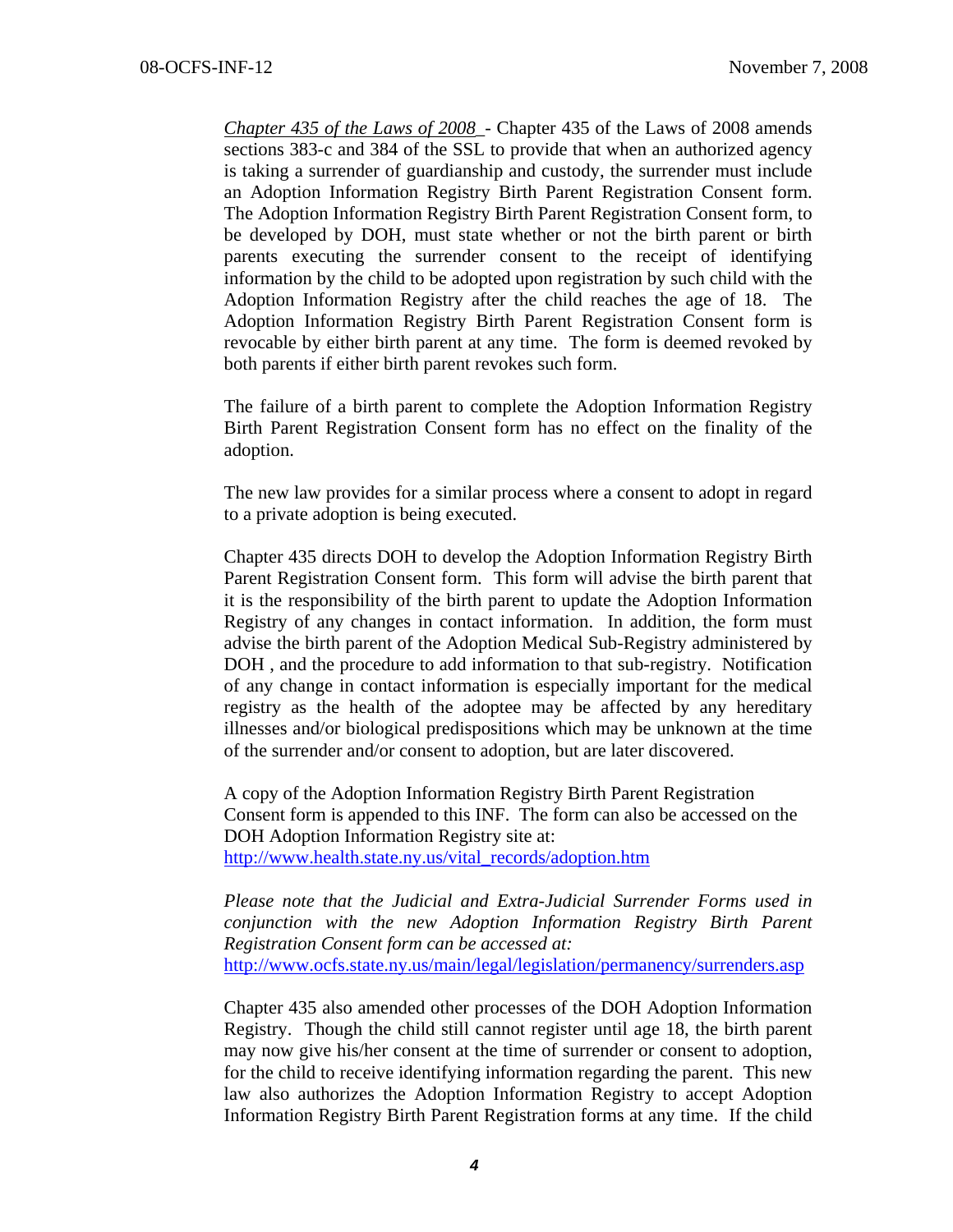*Chapter 435 of the Laws of 2008* - Chapter 435 of the Laws of 2008 amends sections 383-c and 384 of the SSL to provide that when an authorized agency is taking a surrender of guardianship and custody, the surrender must include an Adoption Information Registry Birth Parent Registration Consent form. The Adoption Information Registry Birth Parent Registration Consent form, to be developed by DOH, must state whether or not the birth parent or birth parents executing the surrender consent to the receipt of identifying information by the child to be adopted upon registration by such child with the Adoption Information Registry after the child reaches the age of 18. The Adoption Information Registry Birth Parent Registration Consent form is revocable by either birth parent at any time. The form is deemed revoked by both parents if either birth parent revokes such form.

The failure of a birth parent to complete the Adoption Information Registry Birth Parent Registration Consent form has no effect on the finality of the adoption.

The new law provides for a similar process where a consent to adopt in regard to a private adoption is being executed.

Chapter 435 directs DOH to develop the Adoption Information Registry Birth Parent Registration Consent form. This form will advise the birth parent that it is the responsibility of the birth parent to update the Adoption Information Registry of any changes in contact information. In addition, the form must advise the birth parent of the Adoption Medical Sub-Registry administered by DOH , and the procedure to add information to that sub-registry. Notification of any change in contact information is especially important for the medical registry as the health of the adoptee may be affected by any hereditary illnesses and/or biological predispositions which may be unknown at the time of the surrender and/or consent to adoption, but are later discovered.

A copy of the Adoption Information Registry Birth Parent Registration Consent form is appended to this INF. The form can also be accessed on the DOH Adoption Information Registry site at:
http://www.health.state.ny.us/vital_records/adoption.htm

*Please note that the Judicial and Extra-Judicial Surrender Forms used in conjunction with the new Adoption Information Registry Birth Parent Registration Consent form can be accessed at:*
http://www.ocfs.state.ny.us/main/legal/legislation/permanency/surrenders.asp

Chapter 435 also amended other processes of the DOH Adoption Information Registry. Though the child still cannot register until age 18, the birth parent may now give his/her consent at the time of surrender or consent to adoption, for the child to receive identifying information regarding the parent. This new law also authorizes the Adoption Information Registry to accept Adoption Information Registry Birth Parent Registration forms at any time. If the child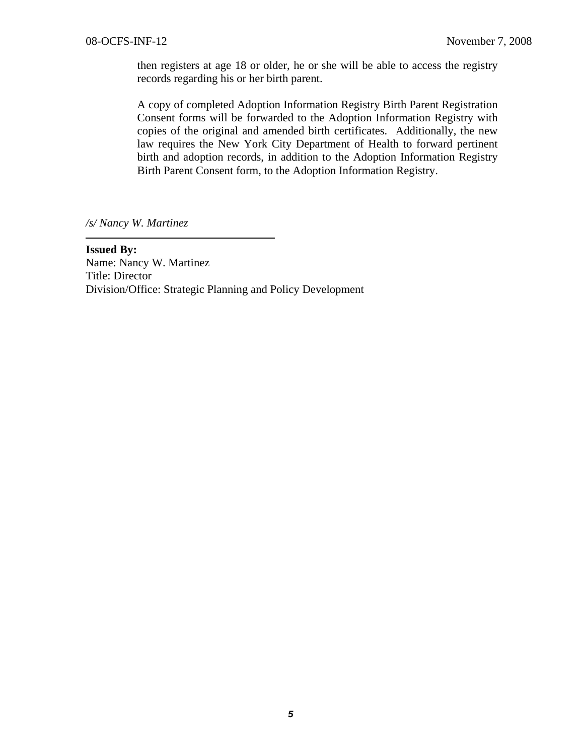then registers at age 18 or older, he or she will be able to access the registry records regarding his or her birth parent.

A copy of completed Adoption Information Registry Birth Parent Registration Consent forms will be forwarded to the Adoption Information Registry with copies of the original and amended birth certificates. Additionally, the new law requires the New York City Department of Health to forward pertinent birth and adoption records, in addition to the Adoption Information Registry Birth Parent Consent form, to the Adoption Information Registry.

*/s/ Nancy W. Martinez*

**Issued By:**
Name: Nancy W. Martinez
Title: Director
Division/Office: Strategic Planning and Policy Development